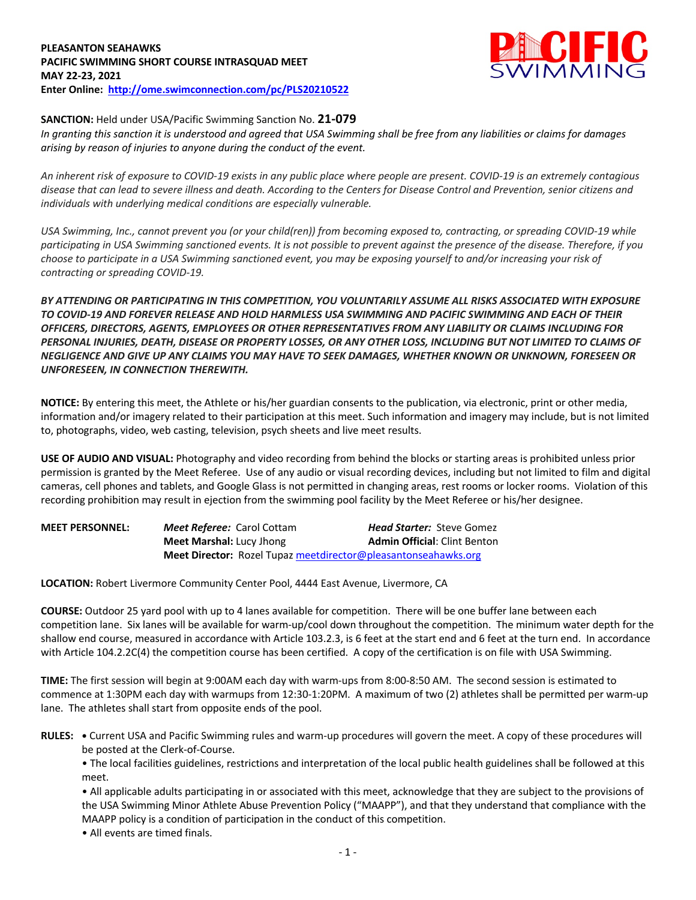**PLEASANTON SEAHAWKS**
**PACIFIC SWIMMING SHORT COURSE INTRASQUAD MEET**
**MAY 22-23, 2021**
**Enter Online: [http://ome.swimconnection.com/pc/PLS20210522](http://ome.swimconnection.com/pc/PLS20210522)**

**SANCTION:** Held under USA/Pacific Swimming Sanction No. **21-079**
*In granting this sanction it is understood and agreed that USA Swimming shall be free from any liabilities or claims for damages arising by reason of injuries to anyone during the conduct of the event.*

*An inherent risk of exposure to COVID-19 exists in any public place where people are present. COVID-19 is an extremely contagious disease that can lead to severe illness and death. According to the Centers for Disease Control and Prevention, senior citizens and individuals with underlying medical conditions are especially vulnerable.*

*USA Swimming, Inc., cannot prevent you (or your child(ren)) from becoming exposed to, contracting, or spreading COVID-19 while participating in USA Swimming sanctioned events. It is not possible to prevent against the presence of the disease. Therefore, if you choose to participate in a USA Swimming sanctioned event, you may be exposing yourself to and/or increasing your risk of contracting or spreading COVID-19.*

***BY ATTENDING OR PARTICIPATING IN THIS COMPETITION, YOU VOLUNTARILY ASSUME ALL RISKS ASSOCIATED WITH EXPOSURE TO COVID-19 AND FOREVER RELEASE AND HOLD HARMLESS USA SWIMMING AND PACIFIC SWIMMING AND EACH OF THEIR OFFICERS, DIRECTORS, AGENTS, EMPLOYEES OR OTHER REPRESENTATIVES FROM ANY LIABILITY OR CLAIMS INCLUDING FOR PERSONAL INJURIES, DEATH, DISEASE OR PROPERTY LOSSES, OR ANY OTHER LOSS, INCLUDING BUT NOT LIMITED TO CLAIMS OF NEGLIGENCE AND GIVE UP ANY CLAIMS YOU MAY HAVE TO SEEK DAMAGES, WHETHER KNOWN OR UNKNOWN, FORESEEN OR UNFORESEEN, IN CONNECTION THEREWITH.***

**NOTICE:** By entering this meet, the Athlete or his/her guardian consents to the publication, via electronic, print or other media, information and/or imagery related to their participation at this meet. Such information and imagery may include, but is not limited to, photographs, video, web casting, television, psych sheets and live meet results.

**USE OF AUDIO AND VISUAL:** Photography and video recording from behind the blocks or starting areas is prohibited unless prior permission is granted by the Meet Referee. Use of any audio or visual recording devices, including but not limited to film and digital cameras, cell phones and tablets, and Google Glass is not permitted in changing areas, rest rooms or locker rooms. Violation of this recording prohibition may result in ejection from the swimming pool facility by the Meet Referee or his/her designee.

**MEET PERSONNEL:**
***Meet Referee:*** Carol Cottam — ***Head Starter:*** Steve Gomez
**Meet Marshal:** Lucy Jhong — **Admin Official**: Clint Benton
**Meet Director:** Rozel Tupaz [meetdirector@pleasantonseahawks.org](mailto:meetdirector@pleasantonseahawks.org)

**LOCATION:** Robert Livermore Community Center Pool, 4444 East Avenue, Livermore, CA

**COURSE:** Outdoor 25 yard pool with up to 4 lanes available for competition. There will be one buffer lane between each competition lane. Six lanes will be available for warm-up/cool down throughout the competition. The minimum water depth for the shallow end course, measured in accordance with Article 103.2.3, is 6 feet at the start end and 6 feet at the turn end. In accordance with Article 104.2.2C(4) the competition course has been certified. A copy of the certification is on file with USA Swimming.

**TIME:** The first session will begin at 9:00AM each day with warm-ups from 8:00-8:50 AM. The second session is estimated to commence at 1:30PM each day with warmups from 12:30-1:20PM. A maximum of two (2) athletes shall be permitted per warm-up lane. The athletes shall start from opposite ends of the pool.

**RULES:**
- Current USA and Pacific Swimming rules and warm-up procedures will govern the meet. A copy of these procedures will be posted at the Clerk-of-Course.
- The local facilities guidelines, restrictions and interpretation of the local public health guidelines shall be followed at this meet.
- All applicable adults participating in or associated with this meet, acknowledge that they are subject to the provisions of the USA Swimming Minor Athlete Abuse Prevention Policy ("MAAPP"), and that they understand that compliance with the MAAPP policy is a condition of participation in the conduct of this competition.
- All events are timed finals.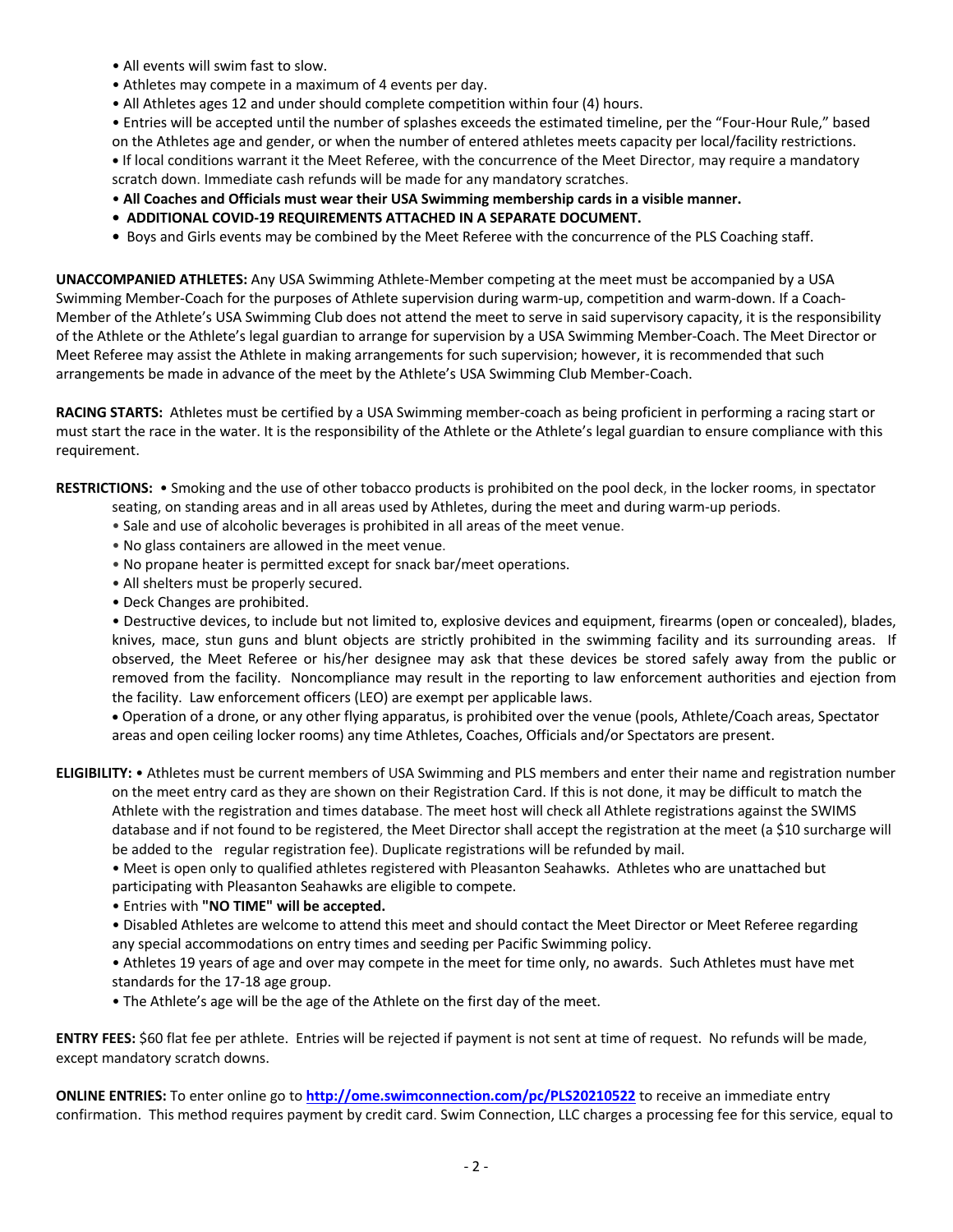- All events will swim fast to slow.
- Athletes may compete in a maximum of 4 events per day.
- All Athletes ages 12 and under should complete competition within four (4) hours.
- Entries will be accepted until the number of splashes exceeds the estimated timeline, per the "Four-Hour Rule," based on the Athletes age and gender, or when the number of entered athletes meets capacity per local/facility restrictions.
- If local conditions warrant it the Meet Referee, with the concurrence of the Meet Director, may require a mandatory scratch down. Immediate cash refunds will be made for any mandatory scratches.
- **All Coaches and Officials must wear their USA Swimming membership cards in a visible manner.**
- **ADDITIONAL COVID-19 REQUIREMENTS ATTACHED IN A SEPARATE DOCUMENT.**
- Boys and Girls events may be combined by the Meet Referee with the concurrence of the PLS Coaching staff.

**UNACCOMPANIED ATHLETES:** Any USA Swimming Athlete-Member competing at the meet must be accompanied by a USA Swimming Member-Coach for the purposes of Athlete supervision during warm-up, competition and warm-down. If a Coach-Member of the Athlete's USA Swimming Club does not attend the meet to serve in said supervisory capacity, it is the responsibility of the Athlete or the Athlete's legal guardian to arrange for supervision by a USA Swimming Member-Coach. The Meet Director or Meet Referee may assist the Athlete in making arrangements for such supervision; however, it is recommended that such arrangements be made in advance of the meet by the Athlete's USA Swimming Club Member-Coach.

**RACING STARTS:** Athletes must be certified by a USA Swimming member-coach as being proficient in performing a racing start or must start the race in the water. It is the responsibility of the Athlete or the Athlete's legal guardian to ensure compliance with this requirement.

**RESTRICTIONS:**
- Smoking and the use of other tobacco products is prohibited on the pool deck, in the locker rooms, in spectator seating, on standing areas and in all areas used by Athletes, during the meet and during warm-up periods.
- Sale and use of alcoholic beverages is prohibited in all areas of the meet venue.
- No glass containers are allowed in the meet venue.
- No propane heater is permitted except for snack bar/meet operations.
- All shelters must be properly secured.
- Deck Changes are prohibited.
- Destructive devices, to include but not limited to, explosive devices and equipment, firearms (open or concealed), blades, knives, mace, stun guns and blunt objects are strictly prohibited in the swimming facility and its surrounding areas. If observed, the Meet Referee or his/her designee may ask that these devices be stored safely away from the public or removed from the facility. Noncompliance may result in the reporting to law enforcement authorities and ejection from the facility. Law enforcement officers (LEO) are exempt per applicable laws.
- Operation of a drone, or any other flying apparatus, is prohibited over the venue (pools, Athlete/Coach areas, Spectator areas and open ceiling locker rooms) any time Athletes, Coaches, Officials and/or Spectators are present.

**ELIGIBILITY:**
- Athletes must be current members of USA Swimming and PLS members and enter their name and registration number on the meet entry card as they are shown on their Registration Card. If this is not done, it may be difficult to match the Athlete with the registration and times database. The meet host will check all Athlete registrations against the SWIMS database and if not found to be registered, the Meet Director shall accept the registration at the meet (a $10 surcharge will be added to the regular registration fee). Duplicate registrations will be refunded by mail.
- Meet is open only to qualified athletes registered with Pleasanton Seahawks. Athletes who are unattached but participating with Pleasanton Seahawks are eligible to compete.
- Entries with **"NO TIME" will be accepted.**
- Disabled Athletes are welcome to attend this meet and should contact the Meet Director or Meet Referee regarding any special accommodations on entry times and seeding per Pacific Swimming policy.
- Athletes 19 years of age and over may compete in the meet for time only, no awards. Such Athletes must have met standards for the 17-18 age group.
- The Athlete's age will be the age of the Athlete on the first day of the meet.

**ENTRY FEES:** $60 flat fee per athlete. Entries will be rejected if payment is not sent at time of request. No refunds will be made, except mandatory scratch downs.

**ONLINE ENTRIES:** To enter online go to **http://ome.swimconnection.com/pc/PLS20210522** to receive an immediate entry confirmation. This method requires payment by credit card. Swim Connection, LLC charges a processing fee for this service, equal to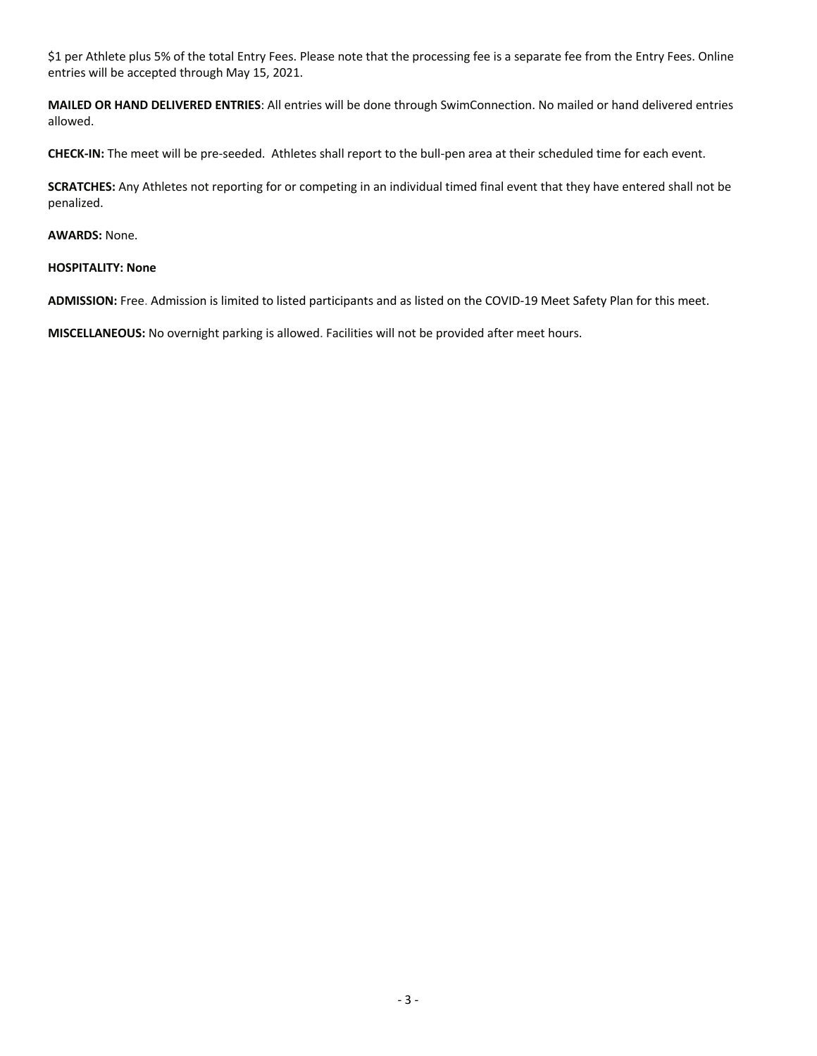$1 per Athlete plus 5% of the total Entry Fees. Please note that the processing fee is a separate fee from the Entry Fees. Online entries will be accepted through May 15, 2021.

**MAILED OR HAND DELIVERED ENTRIES**: All entries will be done through SwimConnection. No mailed or hand delivered entries allowed.

**CHECK-IN:** The meet will be pre-seeded. Athletes shall report to the bull-pen area at their scheduled time for each event.

**SCRATCHES:** Any Athletes not reporting for or competing in an individual timed final event that they have entered shall not be penalized.

**AWARDS:** None.

**HOSPITALITY: None**

**ADMISSION:** Free. Admission is limited to listed participants and as listed on the COVID-19 Meet Safety Plan for this meet.

**MISCELLANEOUS:** No overnight parking is allowed. Facilities will not be provided after meet hours.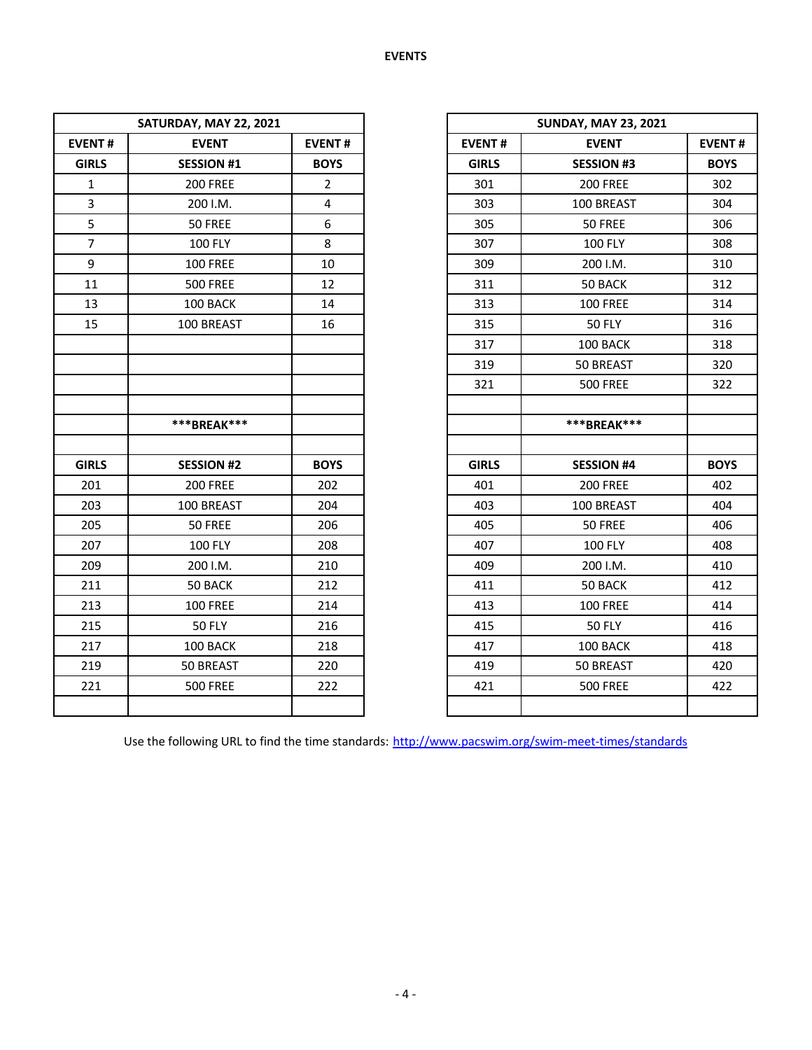**EVENTS**

| SATURDAY, MAY 22, 2021 | | |
|---|---|---|
| **EVENT #** | **EVENT** | **EVENT #** |
| **GIRLS** | **SESSION #1** | **BOYS** |
| 1 | 200 FREE | 2 |
| 3 | 200 I.M. | 4 |
| 5 | 50 FREE | 6 |
| 7 | 100 FLY | 8 |
| 9 | 100 FREE | 10 |
| 11 | 500 FREE | 12 |
| 13 | 100 BACK | 14 |
| 15 | 100 BREAST | 16 |
| | | |
| | | |
| | | |
| | | |
| | ***BREAK*** | |
| | | |
| **GIRLS** | **SESSION #2** | **BOYS** |
| 201 | 200 FREE | 202 |
| 203 | 100 BREAST | 204 |
| 205 | 50 FREE | 206 |
| 207 | 100 FLY | 208 |
| 209 | 200 I.M. | 210 |
| 211 | 50 BACK | 212 |
| 213 | 100 FREE | 214 |
| 215 | 50 FLY | 216 |
| 217 | 100 BACK | 218 |
| 219 | 50 BREAST | 220 |
| 221 | 500 FREE | 222 |
| | | |

| SUNDAY, MAY 23, 2021 | | |
|---|---|---|
| **EVENT #** | **EVENT** | **EVENT #** |
| **GIRLS** | **SESSION #3** | **BOYS** |
| 301 | 200 FREE | 302 |
| 303 | 100 BREAST | 304 |
| 305 | 50 FREE | 306 |
| 307 | 100 FLY | 308 |
| 309 | 200 I.M. | 310 |
| 311 | 50 BACK | 312 |
| 313 | 100 FREE | 314 |
| 315 | 50 FLY | 316 |
| 317 | 100 BACK | 318 |
| 319 | 50 BREAST | 320 |
| 321 | 500 FREE | 322 |
| | | |
| | ***BREAK*** | |
| | | |
| **GIRLS** | **SESSION #4** | **BOYS** |
| 401 | 200 FREE | 402 |
| 403 | 100 BREAST | 404 |
| 405 | 50 FREE | 406 |
| 407 | 100 FLY | 408 |
| 409 | 200 I.M. | 410 |
| 411 | 50 BACK | 412 |
| 413 | 100 FREE | 414 |
| 415 | 50 FLY | 416 |
| 417 | 100 BACK | 418 |
| 419 | 50 BREAST | 420 |
| 421 | 500 FREE | 422 |
| | | |

Use the following URL to find the time standards: http://www.pacswim.org/swim-meet-times/standards